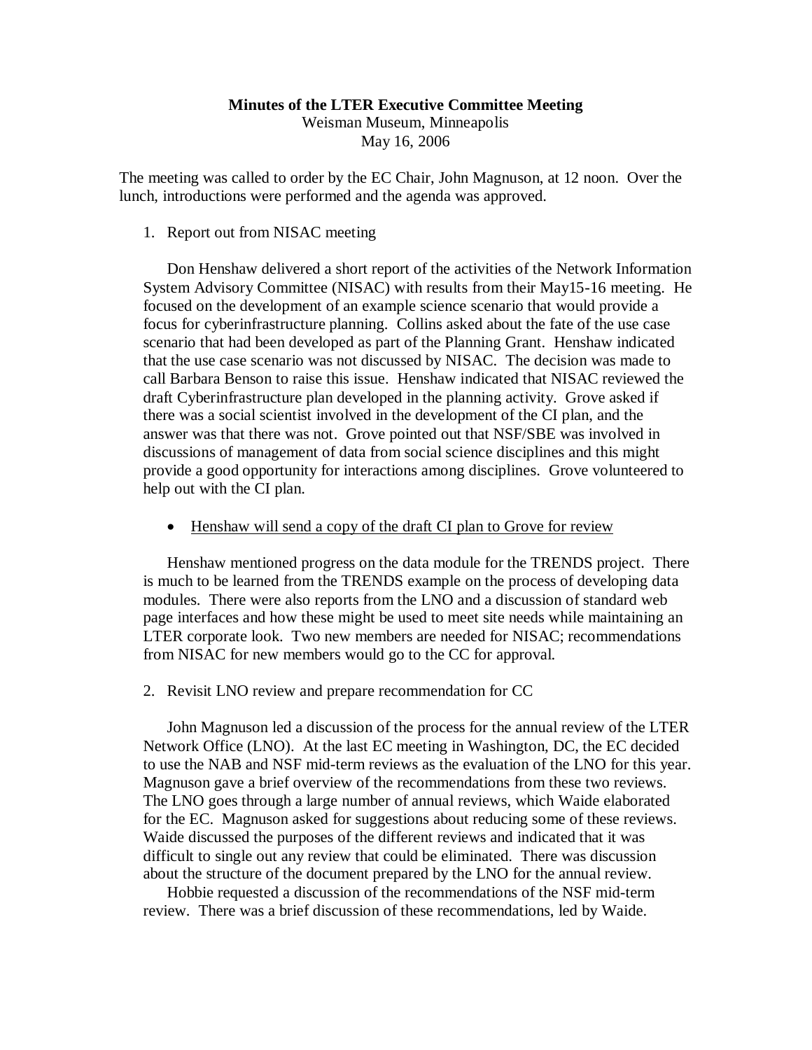**Minutes of the LTER Executive Committee Meeting**
Weisman Museum, Minneapolis
May 16, 2006

The meeting was called to order by the EC Chair, John Magnuson, at 12 noon. Over the lunch, introductions were performed and the agenda was approved.

1. Report out from NISAC meeting

Don Henshaw delivered a short report of the activities of the Network Information System Advisory Committee (NISAC) with results from their May15-16 meeting. He focused on the development of an example science scenario that would provide a focus for cyberinfrastructure planning. Collins asked about the fate of the use case scenario that had been developed as part of the Planning Grant. Henshaw indicated that the use case scenario was not discussed by NISAC. The decision was made to call Barbara Benson to raise this issue. Henshaw indicated that NISAC reviewed the draft Cyberinfrastructure plan developed in the planning activity. Grove asked if there was a social scientist involved in the development of the CI plan, and the answer was that there was not. Grove pointed out that NSF/SBE was involved in discussions of management of data from social science disciplines and this might provide a good opportunity for interactions among disciplines. Grove volunteered to help out with the CI plan.

- <u>Henshaw will send a copy of the draft CI plan to Grove for review</u>

Henshaw mentioned progress on the data module for the TRENDS project. There is much to be learned from the TRENDS example on the process of developing data modules. There were also reports from the LNO and a discussion of standard web page interfaces and how these might be used to meet site needs while maintaining an LTER corporate look. Two new members are needed for NISAC; recommendations from NISAC for new members would go to the CC for approval.

2. Revisit LNO review and prepare recommendation for CC

John Magnuson led a discussion of the process for the annual review of the LTER Network Office (LNO). At the last EC meeting in Washington, DC, the EC decided to use the NAB and NSF mid-term reviews as the evaluation of the LNO for this year. Magnuson gave a brief overview of the recommendations from these two reviews. The LNO goes through a large number of annual reviews, which Waide elaborated for the EC. Magnuson asked for suggestions about reducing some of these reviews. Waide discussed the purposes of the different reviews and indicated that it was difficult to single out any review that could be eliminated. There was discussion about the structure of the document prepared by the LNO for the annual review.

Hobbie requested a discussion of the recommendations of the NSF mid-term review. There was a brief discussion of these recommendations, led by Waide.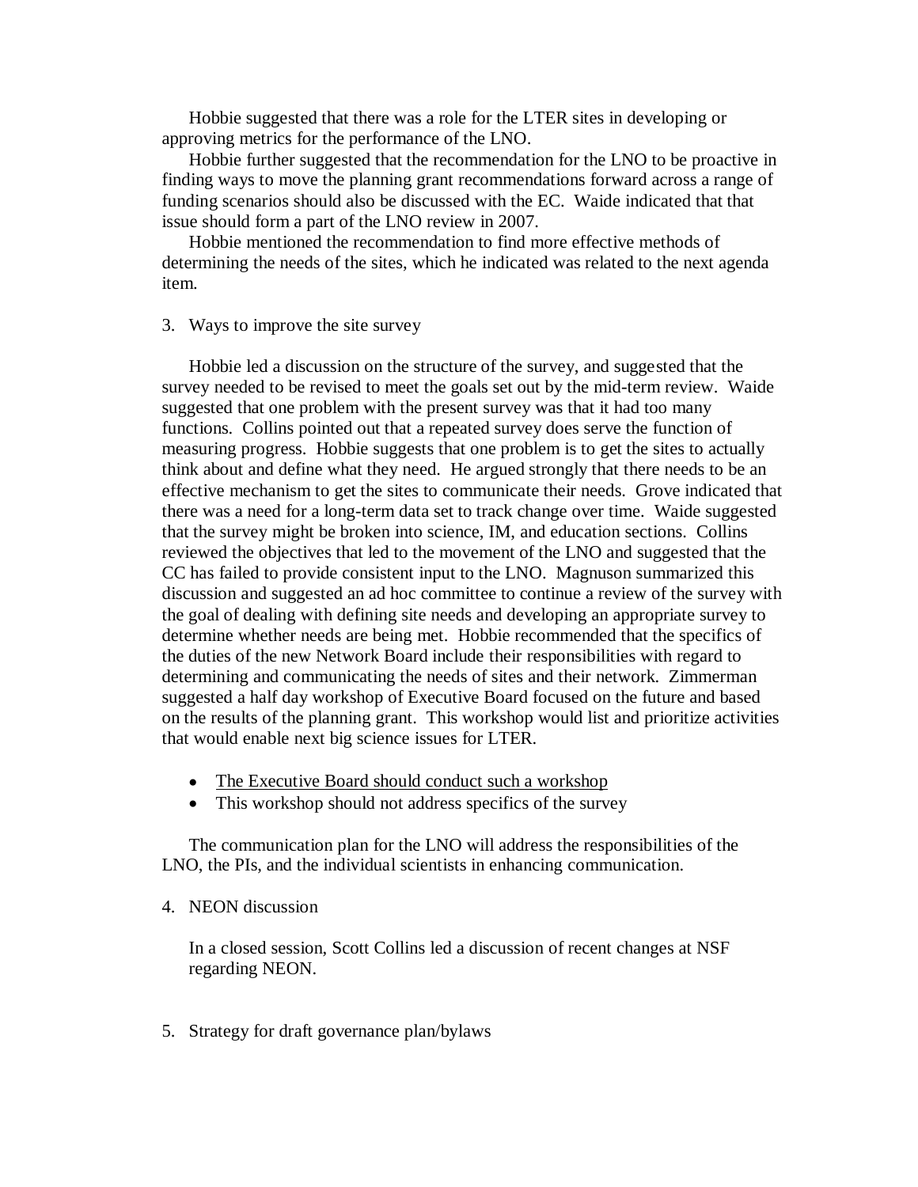Hobbie suggested that there was a role for the LTER sites in developing or approving metrics for the performance of the LNO.

Hobbie further suggested that the recommendation for the LNO to be proactive in finding ways to move the planning grant recommendations forward across a range of funding scenarios should also be discussed with the EC. Waide indicated that that issue should form a part of the LNO review in 2007.

Hobbie mentioned the recommendation to find more effective methods of determining the needs of the sites, which he indicated was related to the next agenda item.

3. Ways to improve the site survey

Hobbie led a discussion on the structure of the survey, and suggested that the survey needed to be revised to meet the goals set out by the mid-term review. Waide suggested that one problem with the present survey was that it had too many functions. Collins pointed out that a repeated survey does serve the function of measuring progress. Hobbie suggests that one problem is to get the sites to actually think about and define what they need. He argued strongly that there needs to be an effective mechanism to get the sites to communicate their needs. Grove indicated that there was a need for a long-term data set to track change over time. Waide suggested that the survey might be broken into science, IM, and education sections. Collins reviewed the objectives that led to the movement of the LNO and suggested that the CC has failed to provide consistent input to the LNO. Magnuson summarized this discussion and suggested an ad hoc committee to continue a review of the survey with the goal of dealing with defining site needs and developing an appropriate survey to determine whether needs are being met. Hobbie recommended that the specifics of the duties of the new Network Board include their responsibilities with regard to determining and communicating the needs of sites and their network. Zimmerman suggested a half day workshop of Executive Board focused on the future and based on the results of the planning grant. This workshop would list and prioritize activities that would enable next big science issues for LTER.

- <u>The Executive Board should conduct such a workshop</u>
- This workshop should not address specifics of the survey

The communication plan for the LNO will address the responsibilities of the LNO, the PIs, and the individual scientists in enhancing communication.

4. NEON discussion

In a closed session, Scott Collins led a discussion of recent changes at NSF regarding NEON.

5. Strategy for draft governance plan/bylaws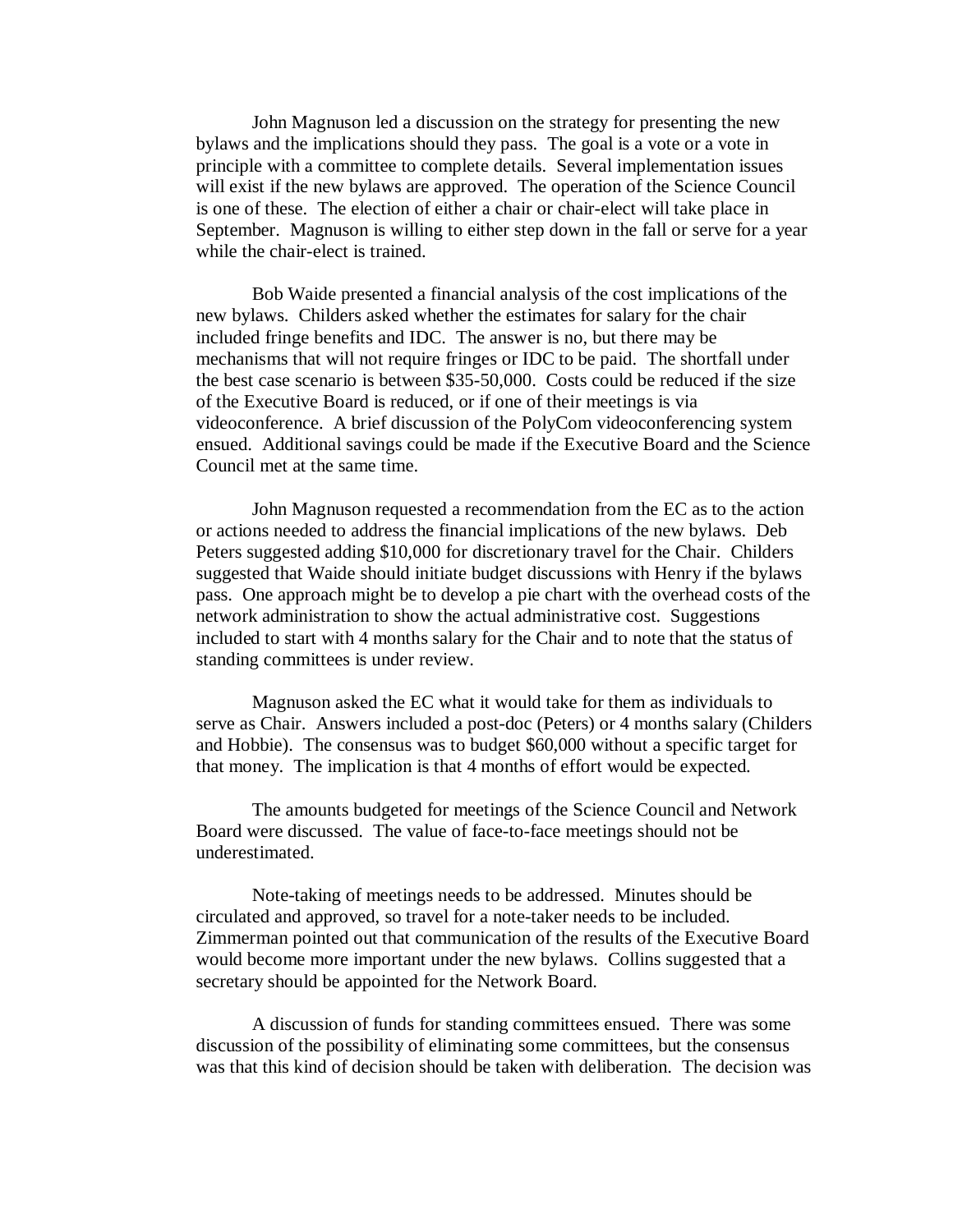John Magnuson led a discussion on the strategy for presenting the new bylaws and the implications should they pass. The goal is a vote or a vote in principle with a committee to complete details. Several implementation issues will exist if the new bylaws are approved. The operation of the Science Council is one of these. The election of either a chair or chair-elect will take place in September. Magnuson is willing to either step down in the fall or serve for a year while the chair-elect is trained.

Bob Waide presented a financial analysis of the cost implications of the new bylaws. Childers asked whether the estimates for salary for the chair included fringe benefits and IDC. The answer is no, but there may be mechanisms that will not require fringes or IDC to be paid. The shortfall under the best case scenario is between $35-50,000. Costs could be reduced if the size of the Executive Board is reduced, or if one of their meetings is via videoconference. A brief discussion of the PolyCom videoconferencing system ensued. Additional savings could be made if the Executive Board and the Science Council met at the same time.

John Magnuson requested a recommendation from the EC as to the action or actions needed to address the financial implications of the new bylaws. Deb Peters suggested adding $10,000 for discretionary travel for the Chair. Childers suggested that Waide should initiate budget discussions with Henry if the bylaws pass. One approach might be to develop a pie chart with the overhead costs of the network administration to show the actual administrative cost. Suggestions included to start with 4 months salary for the Chair and to note that the status of standing committees is under review.

Magnuson asked the EC what it would take for them as individuals to serve as Chair. Answers included a post-doc (Peters) or 4 months salary (Childers and Hobbie). The consensus was to budget $60,000 without a specific target for that money. The implication is that 4 months of effort would be expected.

The amounts budgeted for meetings of the Science Council and Network Board were discussed. The value of face-to-face meetings should not be underestimated.

Note-taking of meetings needs to be addressed. Minutes should be circulated and approved, so travel for a note-taker needs to be included. Zimmerman pointed out that communication of the results of the Executive Board would become more important under the new bylaws. Collins suggested that a secretary should be appointed for the Network Board.

A discussion of funds for standing committees ensued. There was some discussion of the possibility of eliminating some committees, but the consensus was that this kind of decision should be taken with deliberation. The decision was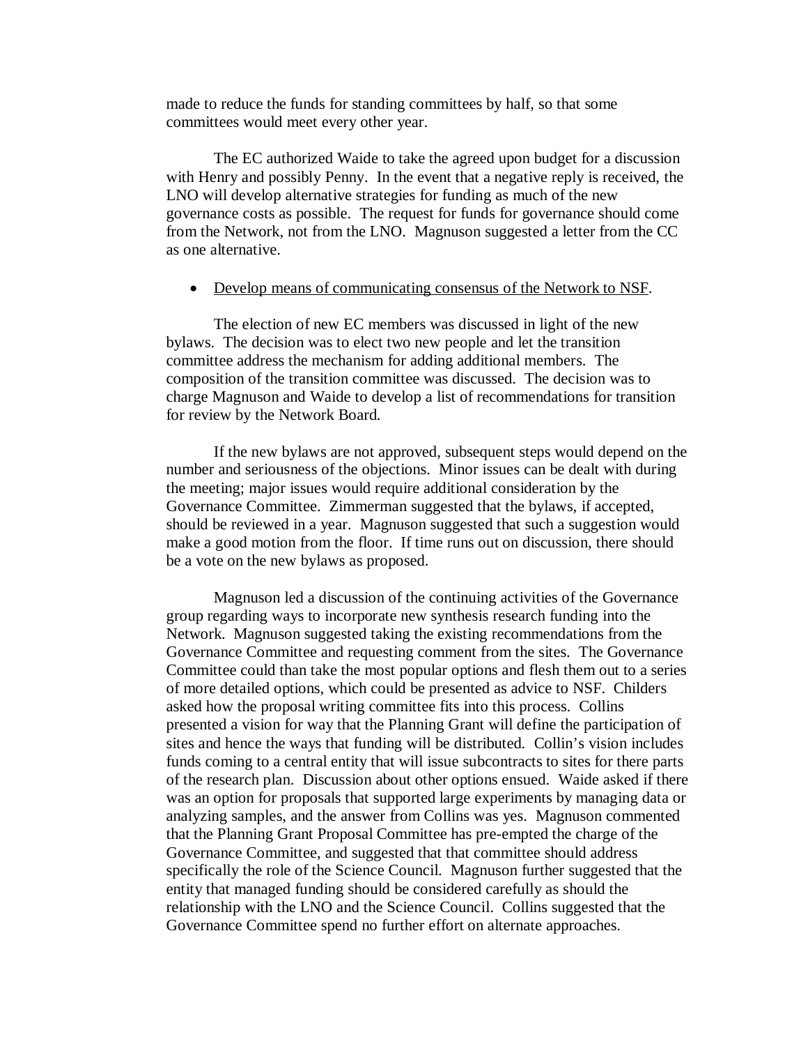made to reduce the funds for standing committees by half, so that some committees would meet every other year.

The EC authorized Waide to take the agreed upon budget for a discussion with Henry and possibly Penny. In the event that a negative reply is received, the LNO will develop alternative strategies for funding as much of the new governance costs as possible. The request for funds for governance should come from the Network, not from the LNO. Magnuson suggested a letter from the CC as one alternative.

- <u>Develop means of communicating consensus of the Network to NSF</u>.

The election of new EC members was discussed in light of the new bylaws. The decision was to elect two new people and let the transition committee address the mechanism for adding additional members. The composition of the transition committee was discussed. The decision was to charge Magnuson and Waide to develop a list of recommendations for transition for review by the Network Board.

If the new bylaws are not approved, subsequent steps would depend on the number and seriousness of the objections. Minor issues can be dealt with during the meeting; major issues would require additional consideration by the Governance Committee. Zimmerman suggested that the bylaws, if accepted, should be reviewed in a year. Magnuson suggested that such a suggestion would make a good motion from the floor. If time runs out on discussion, there should be a vote on the new bylaws as proposed.

Magnuson led a discussion of the continuing activities of the Governance group regarding ways to incorporate new synthesis research funding into the Network. Magnuson suggested taking the existing recommendations from the Governance Committee and requesting comment from the sites. The Governance Committee could than take the most popular options and flesh them out to a series of more detailed options, which could be presented as advice to NSF. Childers asked how the proposal writing committee fits into this process. Collins presented a vision for way that the Planning Grant will define the participation of sites and hence the ways that funding will be distributed. Collin's vision includes funds coming to a central entity that will issue subcontracts to sites for there parts of the research plan. Discussion about other options ensued. Waide asked if there was an option for proposals that supported large experiments by managing data or analyzing samples, and the answer from Collins was yes. Magnuson commented that the Planning Grant Proposal Committee has pre-empted the charge of the Governance Committee, and suggested that that committee should address specifically the role of the Science Council. Magnuson further suggested that the entity that managed funding should be considered carefully as should the relationship with the LNO and the Science Council. Collins suggested that the Governance Committee spend no further effort on alternate approaches.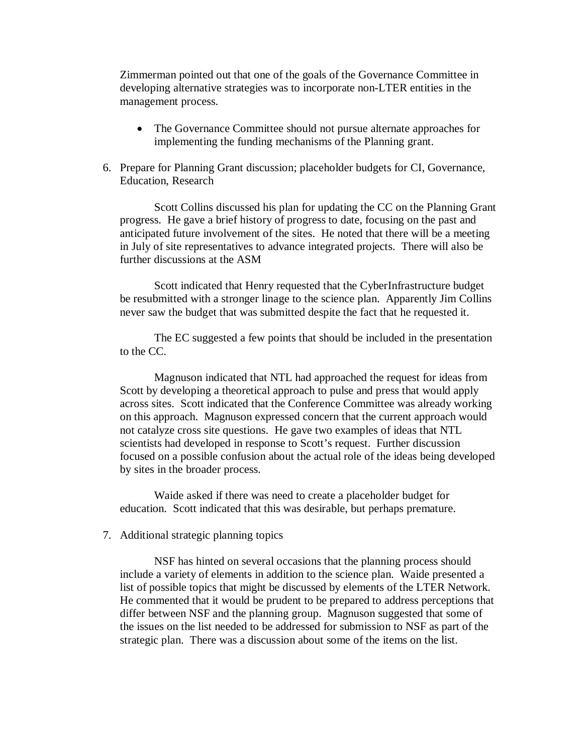Zimmerman pointed out that one of the goals of the Governance Committee in developing alternative strategies was to incorporate non-LTER entities in the management process.

- The Governance Committee should not pursue alternate approaches for implementing the funding mechanisms of the Planning grant.

6. Prepare for Planning Grant discussion; placeholder budgets for CI, Governance, Education, Research

Scott Collins discussed his plan for updating the CC on the Planning Grant progress. He gave a brief history of progress to date, focusing on the past and anticipated future involvement of the sites. He noted that there will be a meeting in July of site representatives to advance integrated projects. There will also be further discussions at the ASM

Scott indicated that Henry requested that the CyberInfrastructure budget be resubmitted with a stronger linage to the science plan. Apparently Jim Collins never saw the budget that was submitted despite the fact that he requested it.

The EC suggested a few points that should be included in the presentation to the CC.

Magnuson indicated that NTL had approached the request for ideas from Scott by developing a theoretical approach to pulse and press that would apply across sites. Scott indicated that the Conference Committee was already working on this approach. Magnuson expressed concern that the current approach would not catalyze cross site questions. He gave two examples of ideas that NTL scientists had developed in response to Scott's request. Further discussion focused on a possible confusion about the actual role of the ideas being developed by sites in the broader process.

Waide asked if there was need to create a placeholder budget for education. Scott indicated that this was desirable, but perhaps premature.

7. Additional strategic planning topics

NSF has hinted on several occasions that the planning process should include a variety of elements in addition to the science plan. Waide presented a list of possible topics that might be discussed by elements of the LTER Network. He commented that it would be prudent to be prepared to address perceptions that differ between NSF and the planning group. Magnuson suggested that some of the issues on the list needed to be addressed for submission to NSF as part of the strategic plan. There was a discussion about some of the items on the list.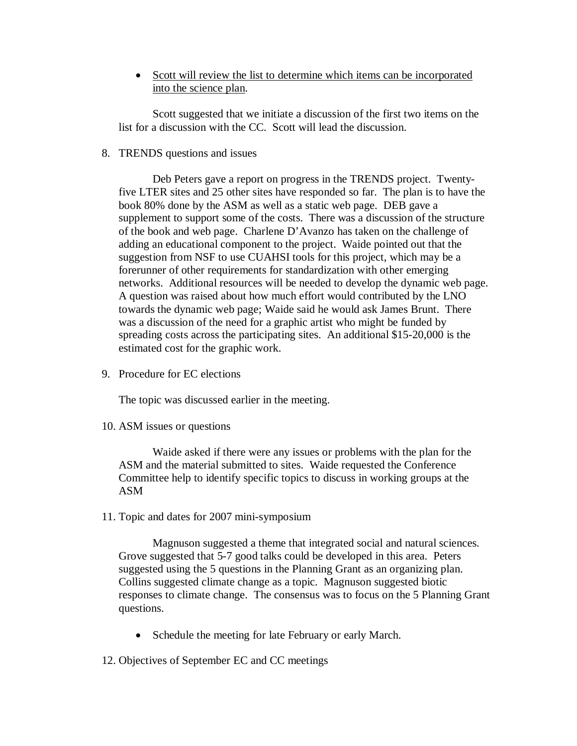- Scott will review the list to determine which items can be incorporated into the science plan.

Scott suggested that we initiate a discussion of the first two items on the list for a discussion with the CC. Scott will lead the discussion.

8. TRENDS questions and issues

Deb Peters gave a report on progress in the TRENDS project. Twenty-five LTER sites and 25 other sites have responded so far. The plan is to have the book 80% done by the ASM as well as a static web page. DEB gave a supplement to support some of the costs. There was a discussion of the structure of the book and web page. Charlene D'Avanzo has taken on the challenge of adding an educational component to the project. Waide pointed out that the suggestion from NSF to use CUAHSI tools for this project, which may be a forerunner of other requirements for standardization with other emerging networks. Additional resources will be needed to develop the dynamic web page. A question was raised about how much effort would contributed by the LNO towards the dynamic web page; Waide said he would ask James Brunt. There was a discussion of the need for a graphic artist who might be funded by spreading costs across the participating sites. An additional $15-20,000 is the estimated cost for the graphic work.

9. Procedure for EC elections

The topic was discussed earlier in the meeting.

10. ASM issues or questions

Waide asked if there were any issues or problems with the plan for the ASM and the material submitted to sites. Waide requested the Conference Committee help to identify specific topics to discuss in working groups at the ASM

11. Topic and dates for 2007 mini-symposium

Magnuson suggested a theme that integrated social and natural sciences. Grove suggested that 5-7 good talks could be developed in this area. Peters suggested using the 5 questions in the Planning Grant as an organizing plan. Collins suggested climate change as a topic. Magnuson suggested biotic responses to climate change. The consensus was to focus on the 5 Planning Grant questions.

- Schedule the meeting for late February or early March.

12. Objectives of September EC and CC meetings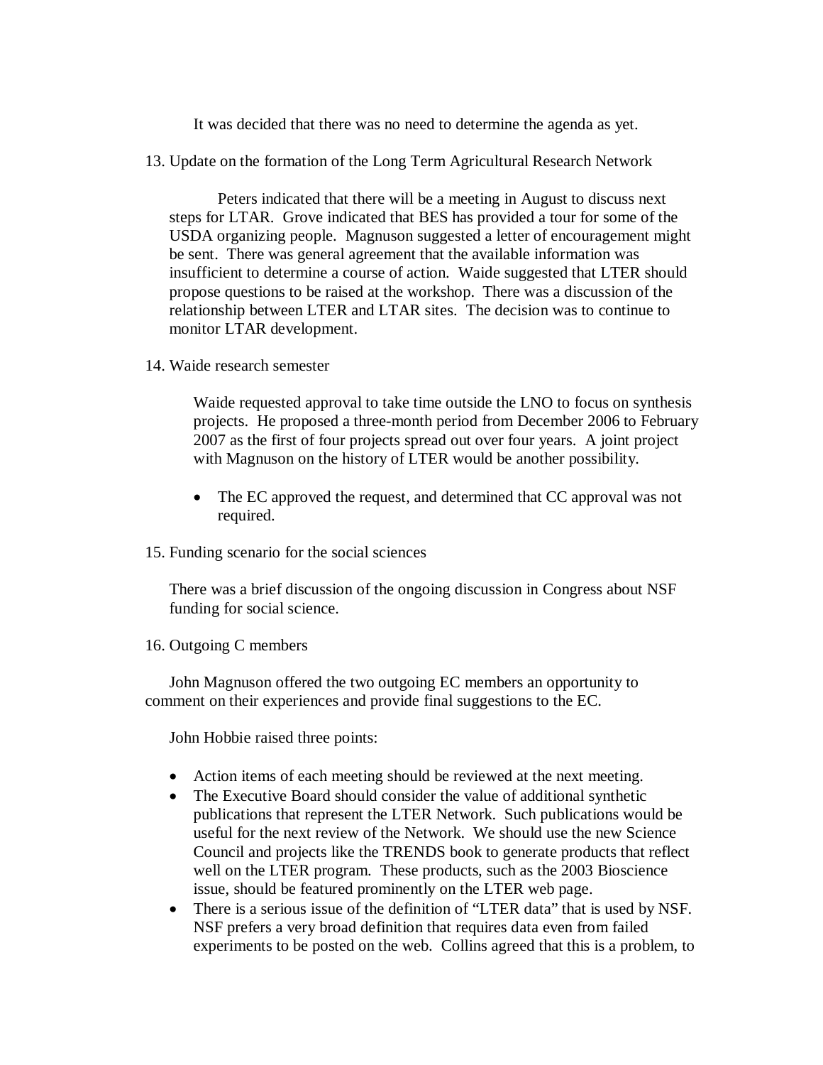It was decided that there was no need to determine the agenda as yet.

13. Update on the formation of the Long Term Agricultural Research Network

    Peters indicated that there will be a meeting in August to discuss next steps for LTAR. Grove indicated that BES has provided a tour for some of the USDA organizing people. Magnuson suggested a letter of encouragement might be sent. There was general agreement that the available information was insufficient to determine a course of action. Waide suggested that LTER should propose questions to be raised at the workshop. There was a discussion of the relationship between LTER and LTAR sites. The decision was to continue to monitor LTAR development.

14. Waide research semester

    Waide requested approval to take time outside the LNO to focus on synthesis projects. He proposed a three-month period from December 2006 to February 2007 as the first of four projects spread out over four years. A joint project with Magnuson on the history of LTER would be another possibility.

    - The EC approved the request, and determined that CC approval was not required.

15. Funding scenario for the social sciences

    There was a brief discussion of the ongoing discussion in Congress about NSF funding for social science.

16. Outgoing C members

    John Magnuson offered the two outgoing EC members an opportunity to comment on their experiences and provide final suggestions to the EC.

    John Hobbie raised three points:

    - Action items of each meeting should be reviewed at the next meeting.
    - The Executive Board should consider the value of additional synthetic publications that represent the LTER Network. Such publications would be useful for the next review of the Network. We should use the new Science Council and projects like the TRENDS book to generate products that reflect well on the LTER program. These products, such as the 2003 Bioscience issue, should be featured prominently on the LTER web page.
    - There is a serious issue of the definition of "LTER data" that is used by NSF. NSF prefers a very broad definition that requires data even from failed experiments to be posted on the web. Collins agreed that this is a problem, to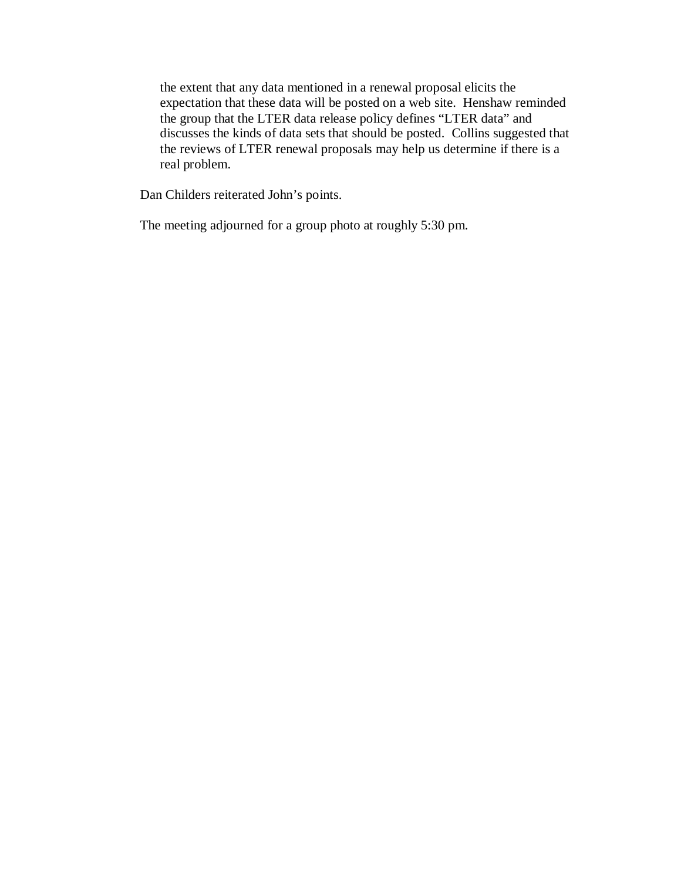the extent that any data mentioned in a renewal proposal elicits the expectation that these data will be posted on a web site. Henshaw reminded the group that the LTER data release policy defines "LTER data" and discusses the kinds of data sets that should be posted. Collins suggested that the reviews of LTER renewal proposals may help us determine if there is a real problem.

Dan Childers reiterated John's points.

The meeting adjourned for a group photo at roughly 5:30 pm.